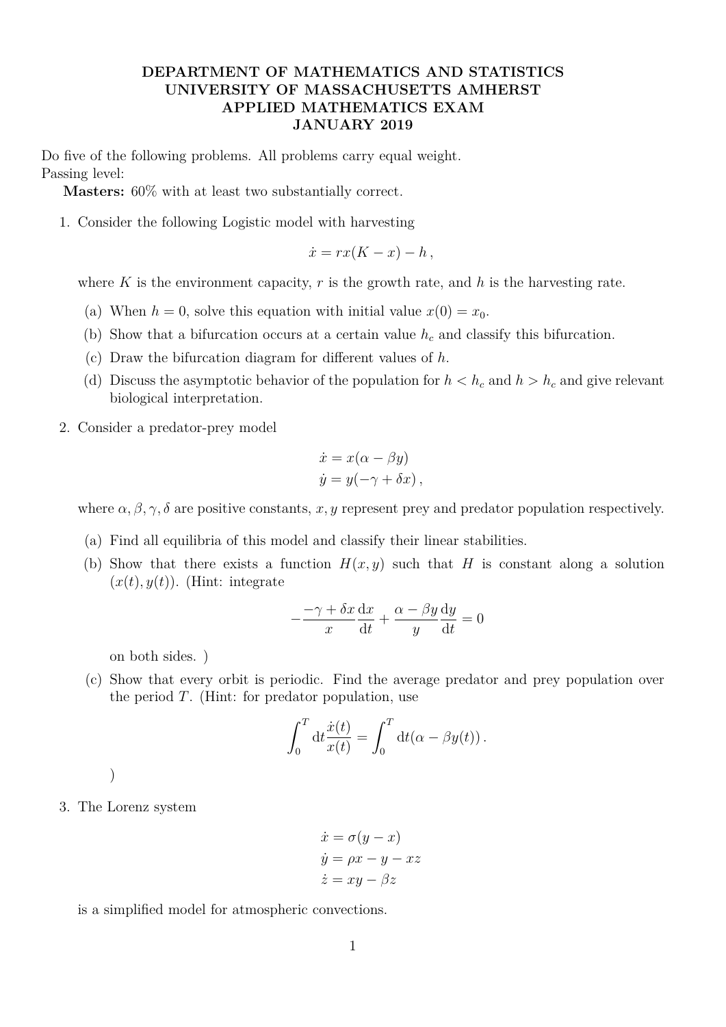**DEPARTMENT OF MATHEMATICS AND STATISTICS**
**UNIVERSITY OF MASSACHUSETTS AMHERST**
**APPLIED MATHEMATICS EXAM**
**JANUARY 2019**

Do five of the following problems. All problems carry equal weight.
Passing level:

**Masters:** 60% with at least two substantially correct.

1. Consider the following Logistic model with harvesting

$$\dot{x} = rx(K - x) - h\,,$$

where $K$ is the environment capacity, $r$ is the growth rate, and $h$ is the harvesting rate.

   (a) When $h = 0$, solve this equation with initial value $x(0) = x_0$.

   (b) Show that a bifurcation occurs at a certain value $h_c$ and classify this bifurcation.

   (c) Draw the bifurcation diagram for different values of $h$.

   (d) Discuss the asymptotic behavior of the population for $h < h_c$ and $h > h_c$ and give relevant biological interpretation.

2. Consider a predator-prey model

$$\dot{x} = x(\alpha - \beta y)$$
$$\dot{y} = y(-\gamma + \delta x)\,,$$

where $\alpha, \beta, \gamma, \delta$ are positive constants, $x, y$ represent prey and predator population respectively.

   (a) Find all equilibria of this model and classify their linear stabilities.

   (b) Show that there exists a function $H(x, y)$ such that $H$ is constant along a solution $(x(t), y(t))$. (Hint: integrate

$$-\frac{-\gamma + \delta x}{x}\frac{\mathrm{d}x}{\mathrm{d}t} + \frac{\alpha - \beta y}{y}\frac{\mathrm{d}y}{\mathrm{d}t} = 0$$

   on both sides. )

   (c) Show that every orbit is periodic. Find the average predator and prey population over the period $T$. (Hint: for predator population, use

$$\int_0^T \mathrm{d}t\frac{\dot{x}(t)}{x(t)} = \int_0^T \mathrm{d}t(\alpha - \beta y(t))\,.$$

   )

3. The Lorenz system

$$\dot{x} = \sigma(y - x)$$
$$\dot{y} = \rho x - y - xz$$
$$\dot{z} = xy - \beta z$$

is a simplified model for atmospheric convections.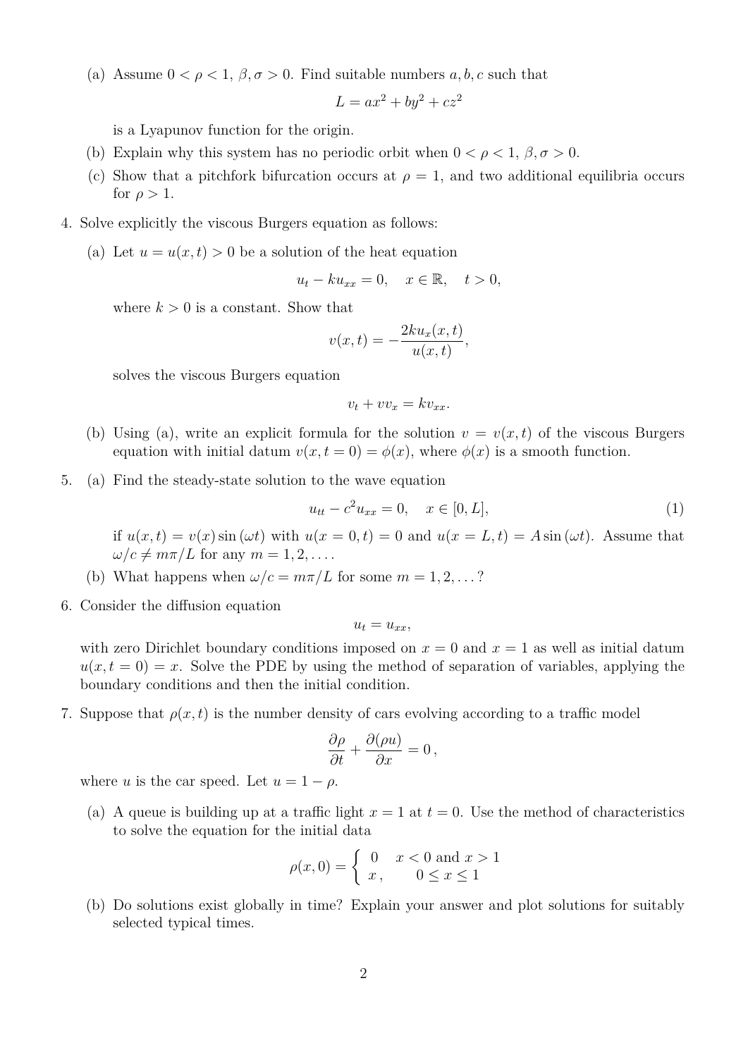(a) Assume $0 < \rho < 1$, $\beta, \sigma > 0$. Find suitable numbers $a, b, c$ such that

$$L = ax^2 + by^2 + cz^2$$

is a Lyapunov function for the origin.

(b) Explain why this system has no periodic orbit when $0 < \rho < 1$, $\beta, \sigma > 0$.

(c) Show that a pitchfork bifurcation occurs at $\rho = 1$, and two additional equilibria occurs for $\rho > 1$.

4. Solve explicitly the viscous Burgers equation as follows:

   (a) Let $u = u(x,t) > 0$ be a solution of the heat equation

   $$u_t - ku_{xx} = 0, \quad x \in \mathbb{R}, \quad t > 0,$$

   where $k > 0$ is a constant. Show that

   $$v(x,t) = -\frac{2ku_x(x,t)}{u(x,t)},$$

   solves the viscous Burgers equation

   $$v_t + vv_x = kv_{xx}.$$

   (b) Using (a), write an explicit formula for the solution $v = v(x,t)$ of the viscous Burgers equation with initial datum $v(x, t = 0) = \phi(x)$, where $\phi(x)$ is a smooth function.

5. (a) Find the steady-state solution to the wave equation

   $$u_{tt} - c^2 u_{xx} = 0, \quad x \in [0, L], \tag{1}$$

   if $u(x,t) = v(x)\sin(\omega t)$ with $u(x = 0, t) = 0$ and $u(x = L, t) = A\sin(\omega t)$. Assume that $\omega/c \neq m\pi/L$ for any $m = 1, 2, \ldots$.

   (b) What happens when $\omega/c = m\pi/L$ for some $m = 1, 2, \ldots$?

6. Consider the diffusion equation

   $$u_t = u_{xx},$$

   with zero Dirichlet boundary conditions imposed on $x = 0$ and $x = 1$ as well as initial datum $u(x, t = 0) = x$. Solve the PDE by using the method of separation of variables, applying the boundary conditions and then the initial condition.

7. Suppose that $\rho(x,t)$ is the number density of cars evolving according to a traffic model

   $$\frac{\partial \rho}{\partial t} + \frac{\partial (\rho u)}{\partial x} = 0,$$

   where $u$ is the car speed. Let $u = 1 - \rho$.

   (a) A queue is building up at a traffic light $x = 1$ at $t = 0$. Use the method of characteristics to solve the equation for the initial data

   $$\rho(x, 0) = \begin{cases} 0 & x < 0 \text{ and } x > 1 \\ x, & 0 \leq x \leq 1 \end{cases}$$

   (b) Do solutions exist globally in time? Explain your answer and plot solutions for suitably selected typical times.